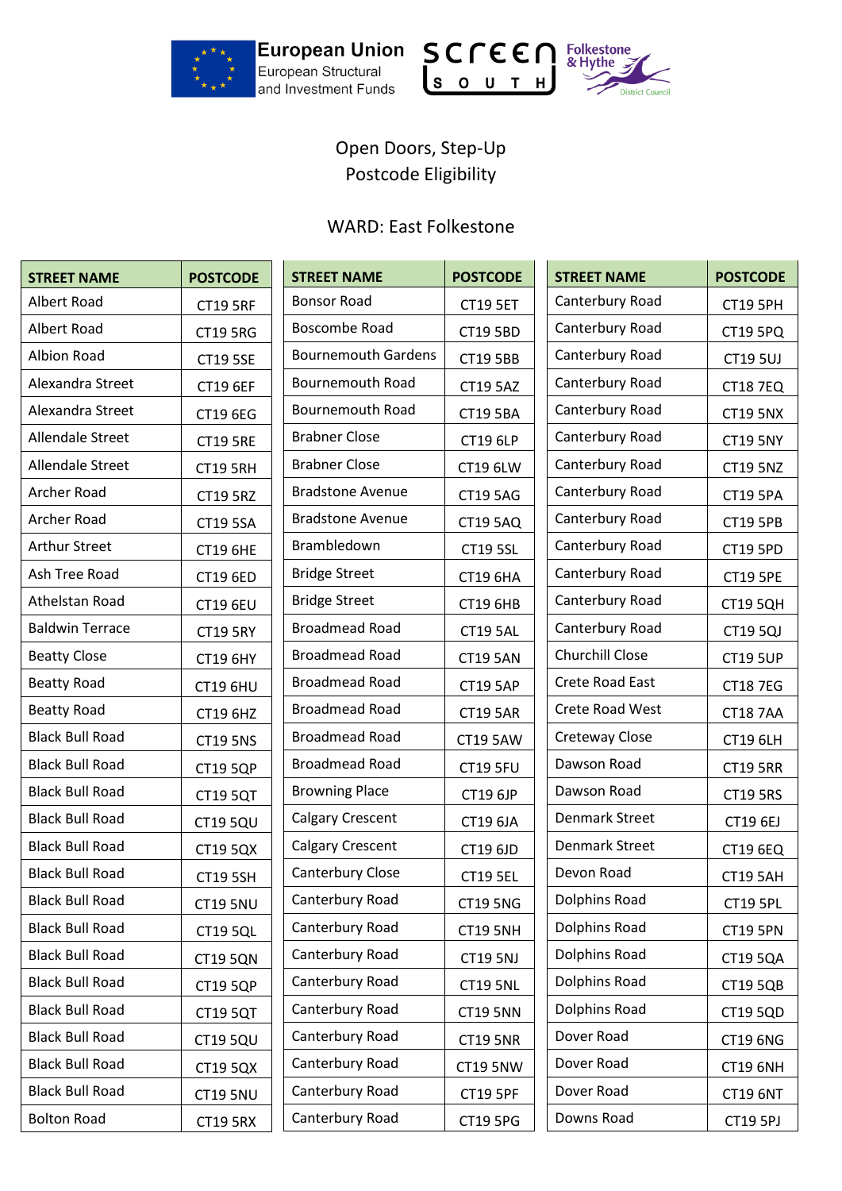European Union
European Structural and Investment Funds

Screen South

Folkestone & Hythe District Council

# Open Doors, Step-Up
# Postcode Eligibility

## WARD: East Folkestone

| STREET NAME | POSTCODE |
|---|---|
| Albert Road | CT19 5RF |
| Albert Road | CT19 5RG |
| Albion Road | CT19 5SE |
| Alexandra Street | CT19 6EF |
| Alexandra Street | CT19 6EG |
| Allendale Street | CT19 5RE |
| Allendale Street | CT19 5RH |
| Archer Road | CT19 5RZ |
| Archer Road | CT19 5SA |
| Arthur Street | CT19 6HE |
| Ash Tree Road | CT19 6ED |
| Athelstan Road | CT19 6EU |
| Baldwin Terrace | CT19 5RY |
| Beatty Close | CT19 6HY |
| Beatty Road | CT19 6HU |
| Beatty Road | CT19 6HZ |
| Black Bull Road | CT19 5NS |
| Black Bull Road | CT19 5QP |
| Black Bull Road | CT19 5QT |
| Black Bull Road | CT19 5QU |
| Black Bull Road | CT19 5QX |
| Black Bull Road | CT19 5SH |
| Black Bull Road | CT19 5NU |
| Black Bull Road | CT19 5QL |
| Black Bull Road | CT19 5QN |
| Black Bull Road | CT19 5QP |
| Black Bull Road | CT19 5QT |
| Black Bull Road | CT19 5QU |
| Black Bull Road | CT19 5QX |
| Black Bull Road | CT19 5NU |
| Bolton Road | CT19 5RX |
| Bonsor Road | CT19 5ET |
| Boscombe Road | CT19 5BD |
| Bournemouth Gardens | CT19 5BB |
| Bournemouth Road | CT19 5AZ |
| Bournemouth Road | CT19 5BA |
| Brabner Close | CT19 6LP |
| Brabner Close | CT19 6LW |
| Bradstone Avenue | CT19 5AG |
| Bradstone Avenue | CT19 5AQ |
| Brambledown | CT19 5SL |
| Bridge Street | CT19 6HA |
| Bridge Street | CT19 6HB |
| Broadmead Road | CT19 5AL |
| Broadmead Road | CT19 5AN |
| Broadmead Road | CT19 5AP |
| Broadmead Road | CT19 5AR |
| Broadmead Road | CT19 5AW |
| Broadmead Road | CT19 5FU |
| Browning Place | CT19 6JP |
| Calgary Crescent | CT19 6JA |
| Calgary Crescent | CT19 6JD |
| Canterbury Close | CT19 5EL |
| Canterbury Road | CT19 5NG |
| Canterbury Road | CT19 5NH |
| Canterbury Road | CT19 5NJ |
| Canterbury Road | CT19 5NL |
| Canterbury Road | CT19 5NN |
| Canterbury Road | CT19 5NR |
| Canterbury Road | CT19 5NW |
| Canterbury Road | CT19 5PF |
| Canterbury Road | CT19 5PG |
| Canterbury Road | CT19 5PH |
| Canterbury Road | CT19 5PQ |
| Canterbury Road | CT19 5UJ |
| Canterbury Road | CT18 7EQ |
| Canterbury Road | CT19 5NX |
| Canterbury Road | CT19 5NY |
| Canterbury Road | CT19 5NZ |
| Canterbury Road | CT19 5PA |
| Canterbury Road | CT19 5PB |
| Canterbury Road | CT19 5PD |
| Canterbury Road | CT19 5PE |
| Canterbury Road | CT19 5QH |
| Canterbury Road | CT19 5QJ |
| Churchill Close | CT19 5UP |
| Crete Road East | CT18 7EG |
| Crete Road West | CT18 7AA |
| Creteway Close | CT19 6LH |
| Dawson Road | CT19 5RR |
| Dawson Road | CT19 5RS |
| Denmark Street | CT19 6EJ |
| Denmark Street | CT19 6EQ |
| Devon Road | CT19 5AH |
| Dolphins Road | CT19 5PL |
| Dolphins Road | CT19 5PN |
| Dolphins Road | CT19 5QA |
| Dolphins Road | CT19 5QB |
| Dolphins Road | CT19 5QD |
| Dover Road | CT19 6NG |
| Dover Road | CT19 6NH |
| Dover Road | CT19 6NT |
| Downs Road | CT19 5PJ |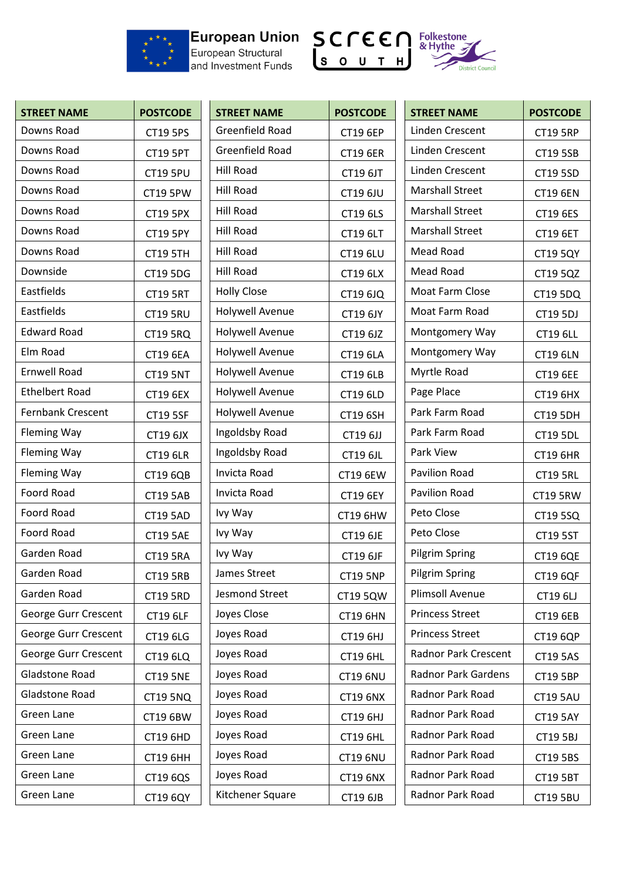European Union
European Structural and Investment Funds

Screen South

Folkestone & Hythe District Council

| STREET NAME | POSTCODE |
|---|---|
| Downs Road | CT19 5PS |
| Downs Road | CT19 5PT |
| Downs Road | CT19 5PU |
| Downs Road | CT19 5PW |
| Downs Road | CT19 5PX |
| Downs Road | CT19 5PY |
| Downs Road | CT19 5TH |
| Downside | CT19 5DG |
| Eastfields | CT19 5RT |
| Eastfields | CT19 5RU |
| Edward Road | CT19 5RQ |
| Elm Road | CT19 6EA |
| Ernwell Road | CT19 5NT |
| Ethelbert Road | CT19 6EX |
| Fernbank Crescent | CT19 5SF |
| Fleming Way | CT19 6JX |
| Fleming Way | CT19 6LR |
| Fleming Way | CT19 6QB |
| Foord Road | CT19 5AB |
| Foord Road | CT19 5AD |
| Foord Road | CT19 5AE |
| Garden Road | CT19 5RA |
| Garden Road | CT19 5RB |
| Garden Road | CT19 5RD |
| George Gurr Crescent | CT19 6LF |
| George Gurr Crescent | CT19 6LG |
| George Gurr Crescent | CT19 6LQ |
| Gladstone Road | CT19 5NE |
| Gladstone Road | CT19 5NQ |
| Green Lane | CT19 6BW |
| Green Lane | CT19 6HD |
| Green Lane | CT19 6HH |
| Green Lane | CT19 6QS |
| Green Lane | CT19 6QY |

| STREET NAME | POSTCODE |
|---|---|
| Greenfield Road | CT19 6EP |
| Greenfield Road | CT19 6ER |
| Hill Road | CT19 6JT |
| Hill Road | CT19 6JU |
| Hill Road | CT19 6LS |
| Hill Road | CT19 6LT |
| Hill Road | CT19 6LU |
| Hill Road | CT19 6LX |
| Holly Close | CT19 6JQ |
| Holywell Avenue | CT19 6JY |
| Holywell Avenue | CT19 6JZ |
| Holywell Avenue | CT19 6LA |
| Holywell Avenue | CT19 6LB |
| Holywell Avenue | CT19 6LD |
| Holywell Avenue | CT19 6SH |
| Ingoldsby Road | CT19 6JJ |
| Ingoldsby Road | CT19 6JL |
| Invicta Road | CT19 6EW |
| Invicta Road | CT19 6EY |
| Ivy Way | CT19 6HW |
| Ivy Way | CT19 6JE |
| Ivy Way | CT19 6JF |
| James Street | CT19 5NP |
| Jesmond Street | CT19 5QW |
| Joyes Close | CT19 6HN |
| Joyes Road | CT19 6HJ |
| Joyes Road | CT19 6HL |
| Joyes Road | CT19 6NU |
| Joyes Road | CT19 6NX |
| Joyes Road | CT19 6HJ |
| Joyes Road | CT19 6HL |
| Joyes Road | CT19 6NU |
| Joyes Road | CT19 6NX |
| Kitchener Square | CT19 6JB |

| STREET NAME | POSTCODE |
|---|---|
| Linden Crescent | CT19 5RP |
| Linden Crescent | CT19 5SB |
| Linden Crescent | CT19 5SD |
| Marshall Street | CT19 6EN |
| Marshall Street | CT19 6ES |
| Marshall Street | CT19 6ET |
| Mead Road | CT19 5QY |
| Mead Road | CT19 5QZ |
| Moat Farm Close | CT19 5DQ |
| Moat Farm Road | CT19 5DJ |
| Montgomery Way | CT19 6LL |
| Montgomery Way | CT19 6LN |
| Myrtle Road | CT19 6EE |
| Page Place | CT19 6HX |
| Park Farm Road | CT19 5DH |
| Park Farm Road | CT19 5DL |
| Park View | CT19 6HR |
| Pavilion Road | CT19 5RL |
| Pavilion Road | CT19 5RW |
| Peto Close | CT19 5SQ |
| Peto Close | CT19 5ST |
| Pilgrim Spring | CT19 6QE |
| Pilgrim Spring | CT19 6QF |
| Plimsoll Avenue | CT19 6LJ |
| Princess Street | CT19 6EB |
| Princess Street | CT19 6QP |
| Radnor Park Crescent | CT19 5AS |
| Radnor Park Gardens | CT19 5BP |
| Radnor Park Road | CT19 5AU |
| Radnor Park Road | CT19 5AY |
| Radnor Park Road | CT19 5BJ |
| Radnor Park Road | CT19 5BS |
| Radnor Park Road | CT19 5BT |
| Radnor Park Road | CT19 5BU |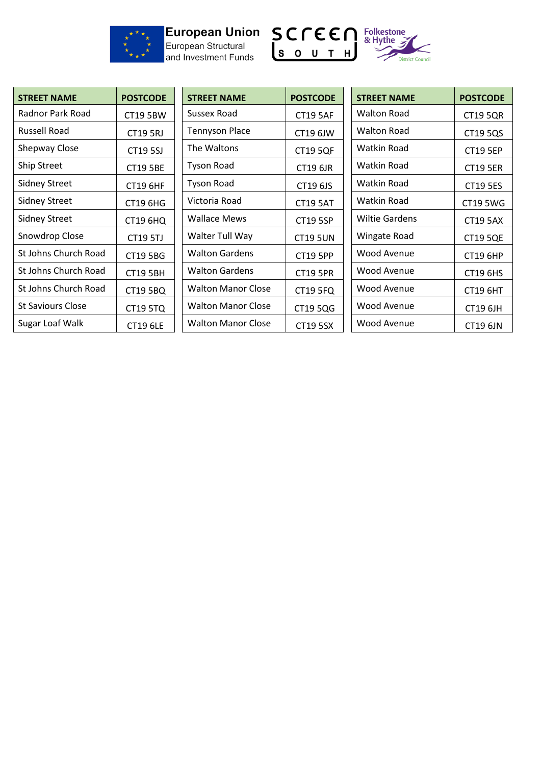European Union
European Structural
and Investment Funds

SCREEN SOUTH

Folkestone & Hythe District Council

| STREET NAME | POSTCODE |
|---|---|
| Radnor Park Road | CT19 5BW |
| Russell Road | CT19 5RJ |
| Shepway Close | CT19 5SJ |
| Ship Street | CT19 5BE |
| Sidney Street | CT19 6HF |
| Sidney Street | CT19 6HG |
| Sidney Street | CT19 6HQ |
| Snowdrop Close | CT19 5TJ |
| St Johns Church Road | CT19 5BG |
| St Johns Church Road | CT19 5BH |
| St Johns Church Road | CT19 5BQ |
| St Saviours Close | CT19 5TQ |
| Sugar Loaf Walk | CT19 6LE |
| Sussex Road | CT19 5AF |
| Tennyson Place | CT19 6JW |
| The Waltons | CT19 5QF |
| Tyson Road | CT19 6JR |
| Tyson Road | CT19 6JS |
| Victoria Road | CT19 5AT |
| Wallace Mews | CT19 5SP |
| Walter Tull Way | CT19 5UN |
| Walton Gardens | CT19 5PP |
| Walton Gardens | CT19 5PR |
| Walton Manor Close | CT19 5FQ |
| Walton Manor Close | CT19 5QG |
| Walton Manor Close | CT19 5SX |
| Walton Road | CT19 5QR |
| Walton Road | CT19 5QS |
| Watkin Road | CT19 5EP |
| Watkin Road | CT19 5ER |
| Watkin Road | CT19 5ES |
| Watkin Road | CT19 5WG |
| Wiltie Gardens | CT19 5AX |
| Wingate Road | CT19 5QE |
| Wood Avenue | CT19 6HP |
| Wood Avenue | CT19 6HS |
| Wood Avenue | CT19 6HT |
| Wood Avenue | CT19 6JH |
| Wood Avenue | CT19 6JN |